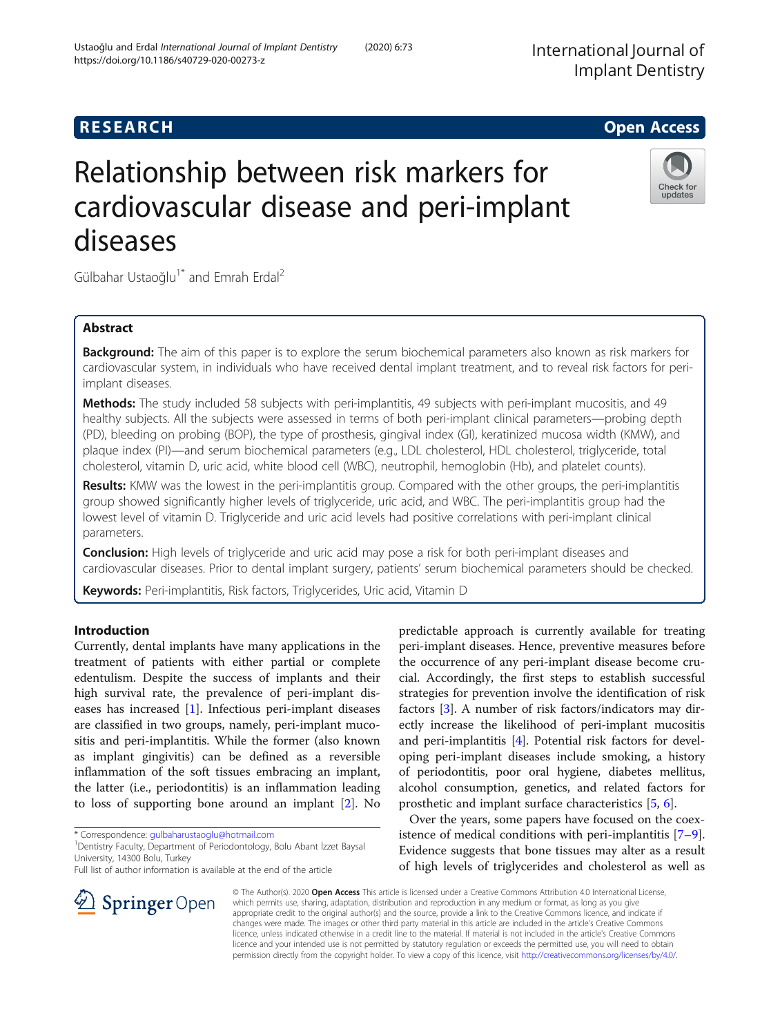RESEARCH

Open Access

# Relationship between risk markers for cardiovascular disease and peri-implant diseases

Gülbahar Ustaoğlu[1*] and Emrah Erdal[2]

## Abstract

**Background:** The aim of this paper is to explore the serum biochemical parameters also known as risk markers for cardiovascular system, in individuals who have received dental implant treatment, and to reveal risk factors for peri-implant diseases.

**Methods:** The study included 58 subjects with peri-implantitis, 49 subjects with peri-implant mucositis, and 49 healthy subjects. All the subjects were assessed in terms of both peri-implant clinical parameters—probing depth (PD), bleeding on probing (BOP), the type of prosthesis, gingival index (GI), keratinized mucosa width (KMW), and plaque index (PI)—and serum biochemical parameters (e.g., LDL cholesterol, HDL cholesterol, triglyceride, total cholesterol, vitamin D, uric acid, white blood cell (WBC), neutrophil, hemoglobin (Hb), and platelet counts).

**Results:** KMW was the lowest in the peri-implantitis group. Compared with the other groups, the peri-implantitis group showed significantly higher levels of triglyceride, uric acid, and WBC. The peri-implantitis group had the lowest level of vitamin D. Triglyceride and uric acid levels had positive correlations with peri-implant clinical parameters.

**Conclusion:** High levels of triglyceride and uric acid may pose a risk for both peri-implant diseases and cardiovascular diseases. Prior to dental implant surgery, patients' serum biochemical parameters should be checked.

**Keywords:** Peri-implantitis, Risk factors, Triglycerides, Uric acid, Vitamin D

## Introduction

Currently, dental implants have many applications in the treatment of patients with either partial or complete edentulism. Despite the success of implants and their high survival rate, the prevalence of peri-implant diseases has increased [1]. Infectious peri-implant diseases are classified in two groups, namely, peri-implant mucositis and peri-implantitis. While the former (also known as implant gingivitis) can be defined as a reversible inflammation of the soft tissues embracing an implant, the latter (i.e., periodontitis) is an inflammation leading to loss of supporting bone around an implant [2]. No predictable approach is currently available for treating peri-implant diseases. Hence, preventive measures before the occurrence of any peri-implant disease become crucial. Accordingly, the first steps to establish successful strategies for prevention involve the identification of risk factors [3]. A number of risk factors/indicators may directly increase the likelihood of peri-implant mucositis and peri-implantitis [4]. Potential risk factors for developing peri-implant diseases include smoking, a history of periodontitis, poor oral hygiene, diabetes mellitus, alcohol consumption, genetics, and related factors for prosthetic and implant surface characteristics [5, 6].

Over the years, some papers have focused on the coexistence of medical conditions with peri-implantitis [7–9]. Evidence suggests that bone tissues may alter as a result of high levels of triglycerides and cholesterol as well as

\* Correspondence: gulbaharustaoglu@hotmail.com
[1]Dentistry Faculty, Department of Periodontology, Bolu Abant İzzet Baysal University, 14300 Bolu, Turkey
Full list of author information is available at the end of the article

© The Author(s). 2020 **Open Access** This article is licensed under a Creative Commons Attribution 4.0 International License, which permits use, sharing, adaptation, distribution and reproduction in any medium or format, as long as you give appropriate credit to the original author(s) and the source, provide a link to the Creative Commons licence, and indicate if changes were made. The images or other third party material in this article are included in the article's Creative Commons licence, unless indicated otherwise in a credit line to the material. If material is not included in the article's Creative Commons licence and your intended use is not permitted by statutory regulation or exceeds the permitted use, you will need to obtain permission directly from the copyright holder. To view a copy of this licence, visit http://creativecommons.org/licenses/by/4.0/.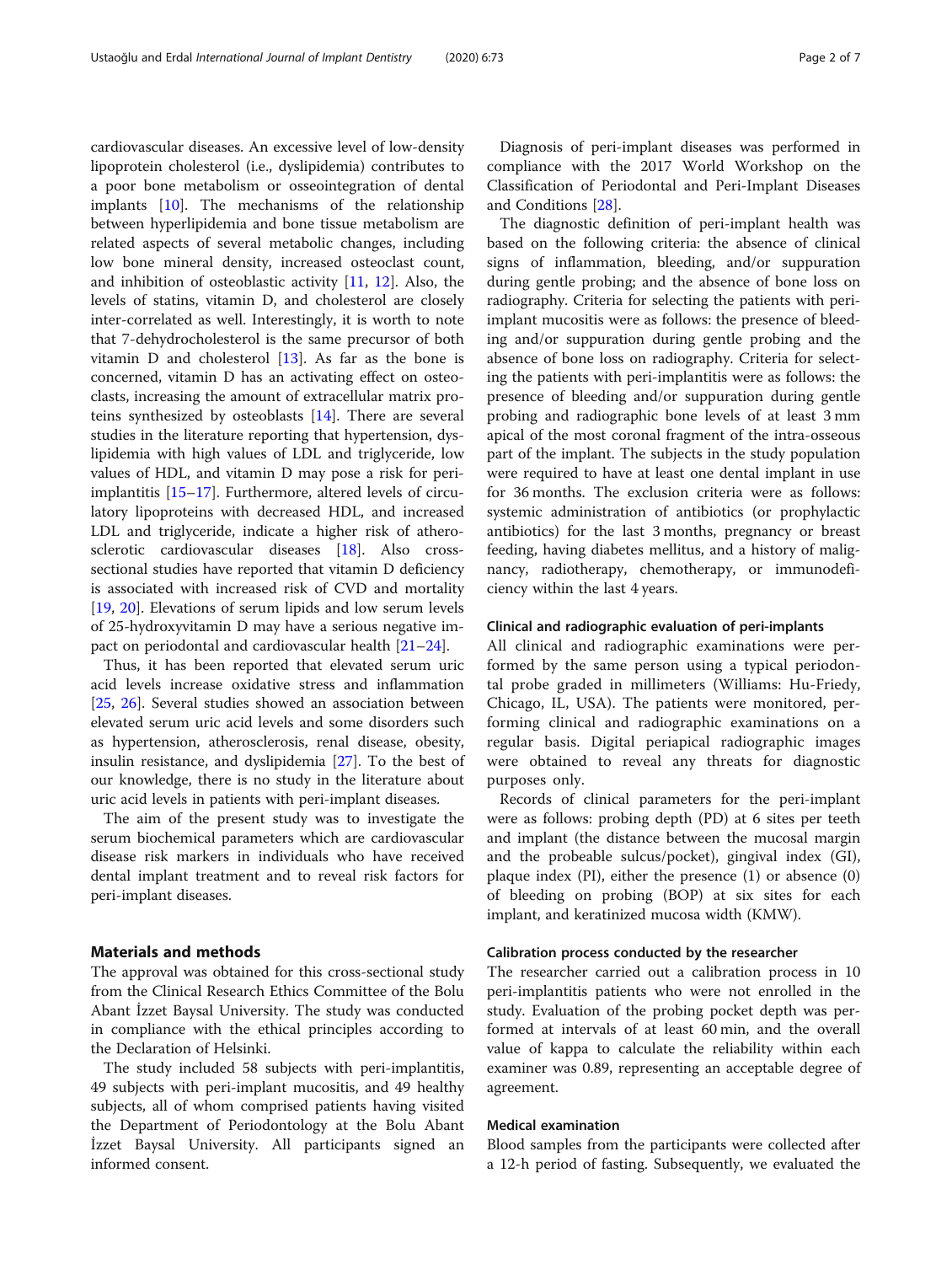cardiovascular diseases. An excessive level of low-density lipoprotein cholesterol (i.e., dyslipidemia) contributes to a poor bone metabolism or osseointegration of dental implants [10]. The mechanisms of the relationship between hyperlipidemia and bone tissue metabolism are related aspects of several metabolic changes, including low bone mineral density, increased osteoclast count, and inhibition of osteoblastic activity [11, 12]. Also, the levels of statins, vitamin D, and cholesterol are closely inter-correlated as well. Interestingly, it is worth to note that 7-dehydrocholesterol is the same precursor of both vitamin D and cholesterol [13]. As far as the bone is concerned, vitamin D has an activating effect on osteoclasts, increasing the amount of extracellular matrix proteins synthesized by osteoblasts [14]. There are several studies in the literature reporting that hypertension, dyslipidemia with high values of LDL and triglyceride, low values of HDL, and vitamin D may pose a risk for peri-implantitis [15–17]. Furthermore, altered levels of circulatory lipoproteins with decreased HDL, and increased LDL and triglyceride, indicate a higher risk of atherosclerotic cardiovascular diseases [18]. Also cross-sectional studies have reported that vitamin D deficiency is associated with increased risk of CVD and mortality [19, 20]. Elevations of serum lipids and low serum levels of 25-hydroxyvitamin D may have a serious negative impact on periodontal and cardiovascular health [21–24].

Thus, it has been reported that elevated serum uric acid levels increase oxidative stress and inflammation [25, 26]. Several studies showed an association between elevated serum uric acid levels and some disorders such as hypertension, atherosclerosis, renal disease, obesity, insulin resistance, and dyslipidemia [27]. To the best of our knowledge, there is no study in the literature about uric acid levels in patients with peri-implant diseases.

The aim of the present study was to investigate the serum biochemical parameters which are cardiovascular disease risk markers in individuals who have received dental implant treatment and to reveal risk factors for peri-implant diseases.

## Materials and methods

The approval was obtained for this cross-sectional study from the Clinical Research Ethics Committee of the Bolu Abant İzzet Baysal University. The study was conducted in compliance with the ethical principles according to the Declaration of Helsinki.

The study included 58 subjects with peri-implantitis, 49 subjects with peri-implant mucositis, and 49 healthy subjects, all of whom comprised patients having visited the Department of Periodontology at the Bolu Abant İzzet Baysal University. All participants signed an informed consent.

Diagnosis of peri-implant diseases was performed in compliance with the 2017 World Workshop on the Classification of Periodontal and Peri-Implant Diseases and Conditions [28].

The diagnostic definition of peri-implant health was based on the following criteria: the absence of clinical signs of inflammation, bleeding, and/or suppuration during gentle probing; and the absence of bone loss on radiography. Criteria for selecting the patients with peri-implant mucositis were as follows: the presence of bleeding and/or suppuration during gentle probing and the absence of bone loss on radiography. Criteria for selecting the patients with peri-implantitis were as follows: the presence of bleeding and/or suppuration during gentle probing and radiographic bone levels of at least 3 mm apical of the most coronal fragment of the intra-osseous part of the implant. The subjects in the study population were required to have at least one dental implant in use for 36 months. The exclusion criteria were as follows: systemic administration of antibiotics (or prophylactic antibiotics) for the last 3 months, pregnancy or breast feeding, having diabetes mellitus, and a history of malignancy, radiotherapy, chemotherapy, or immunodeficiency within the last 4 years.

### Clinical and radiographic evaluation of peri-implants

All clinical and radiographic examinations were performed by the same person using a typical periodontal probe graded in millimeters (Williams: Hu-Friedy, Chicago, IL, USA). The patients were monitored, performing clinical and radiographic examinations on a regular basis. Digital periapical radiographic images were obtained to reveal any threats for diagnostic purposes only.

Records of clinical parameters for the peri-implant were as follows: probing depth (PD) at 6 sites per teeth and implant (the distance between the mucosal margin and the probeable sulcus/pocket), gingival index (GI), plaque index (PI), either the presence (1) or absence (0) of bleeding on probing (BOP) at six sites for each implant, and keratinized mucosa width (KMW).

### Calibration process conducted by the researcher

The researcher carried out a calibration process in 10 peri-implantitis patients who were not enrolled in the study. Evaluation of the probing pocket depth was performed at intervals of at least 60 min, and the overall value of kappa to calculate the reliability within each examiner was 0.89, representing an acceptable degree of agreement.

### Medical examination

Blood samples from the participants were collected after a 12-h period of fasting. Subsequently, we evaluated the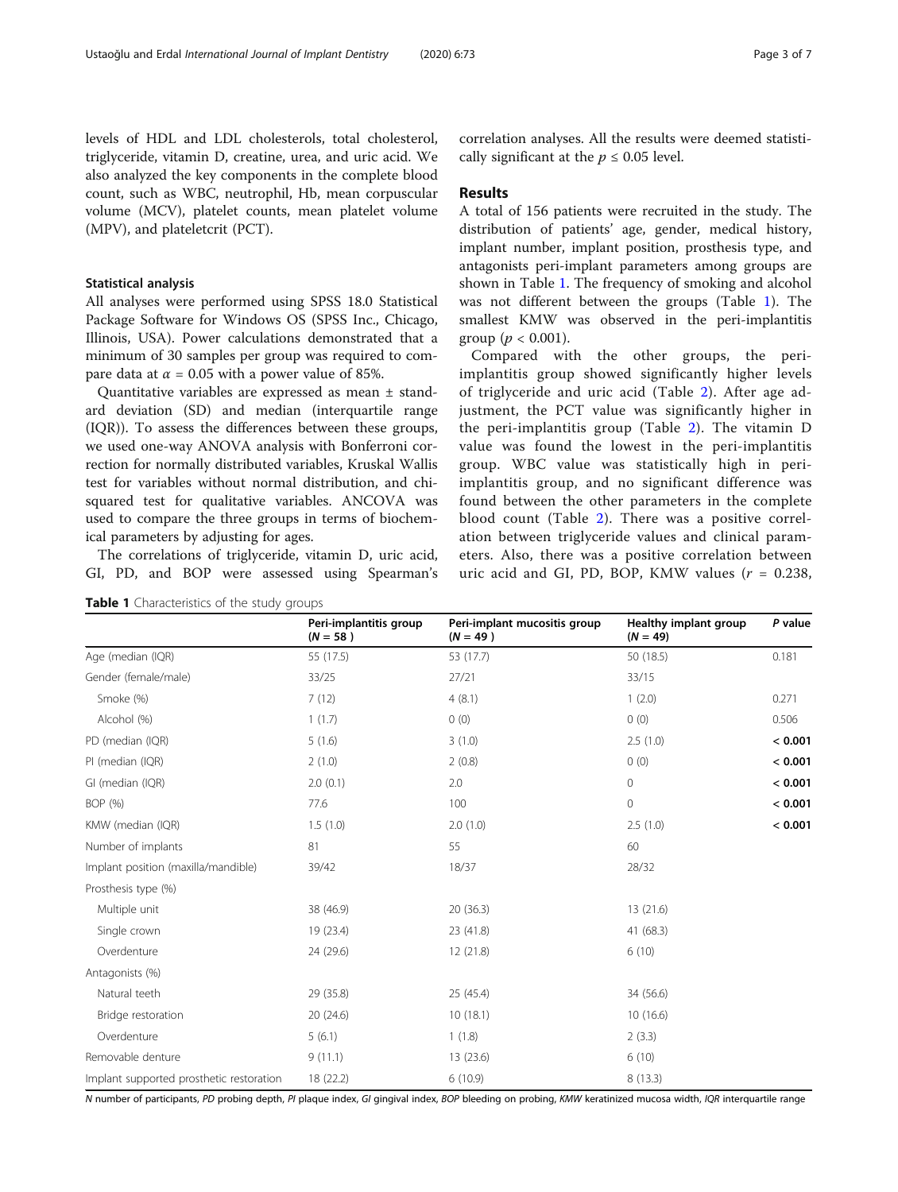levels of HDL and LDL cholesterols, total cholesterol, triglyceride, vitamin D, creatine, urea, and uric acid. We also analyzed the key components in the complete blood count, such as WBC, neutrophil, Hb, mean corpuscular volume (MCV), platelet counts, mean platelet volume (MPV), and plateletcrit (PCT).

### Statistical analysis

All analyses were performed using SPSS 18.0 Statistical Package Software for Windows OS (SPSS Inc., Chicago, Illinois, USA). Power calculations demonstrated that a minimum of 30 samples per group was required to compare data at $\alpha = 0.05$ with a power value of 85%.

Quantitative variables are expressed as mean ± standard deviation (SD) and median (interquartile range (IQR)). To assess the differences between these groups, we used one-way ANOVA analysis with Bonferroni correction for normally distributed variables, Kruskal Wallis test for variables without normal distribution, and chi-squared test for qualitative variables. ANCOVA was used to compare the three groups in terms of biochemical parameters by adjusting for ages.

The correlations of triglyceride, vitamin D, uric acid, GI, PD, and BOP were assessed using Spearman's correlation analyses. All the results were deemed statistically significant at the $p \leq 0.05$ level.

## Results

A total of 156 patients were recruited in the study. The distribution of patients' age, gender, medical history, implant number, implant position, prosthesis type, and antagonists peri-implant parameters among groups are shown in Table 1. The frequency of smoking and alcohol was not different between the groups (Table 1). The smallest KMW was observed in the peri-implantitis group ($p < 0.001$).

Compared with the other groups, the peri-implantitis group showed significantly higher levels of triglyceride and uric acid (Table 2). After age adjustment, the PCT value was significantly higher in the peri-implantitis group (Table 2). The vitamin D value was found the lowest in the peri-implantitis group. WBC value was statistically high in peri-implantitis group, and no significant difference was found between the other parameters in the complete blood count (Table 2). There was a positive correlation between triglyceride values and clinical parameters. Also, there was a positive correlation between uric acid and GI, PD, BOP, KMW values ($r$ = 0.238,

**Table 1** Characteristics of the study groups

| | Peri-implantitis group ($N$ = 58 ) | Peri-implant mucositis group ($N$ = 49 ) | Healthy implant group ($N$ = 49) | $P$ value |
|---|---|---|---|---|
| Age (median (IQR) | 55 (17.5) | 53 (17.7) | 50 (18.5) | 0.181 |
| Gender (female/male) | 33/25 | 27/21 | 33/15 | |
| Smoke (%) | 7 (12) | 4 (8.1) | 1 (2.0) | 0.271 |
| Alcohol (%) | 1 (1.7) | 0 (0) | 0 (0) | 0.506 |
| PD (median (IQR) | 5 (1.6) | 3 (1.0) | 2.5 (1.0) | **< 0.001** |
| PI (median (IQR) | 2 (1.0) | 2 (0.8) | 0 (0) | **< 0.001** |
| GI (median (IQR) | 2.0 (0.1) | 2.0 | 0 | **< 0.001** |
| BOP (%) | 77.6 | 100 | 0 | **< 0.001** |
| KMW (median (IQR) | 1.5 (1.0) | 2.0 (1.0) | 2.5 (1.0) | **< 0.001** |
| Number of implants | 81 | 55 | 60 | |
| Implant position (maxilla/mandible) | 39/42 | 18/37 | 28/32 | |
| Prosthesis type (%) | | | | |
| Multiple unit | 38 (46.9) | 20 (36.3) | 13 (21.6) | |
| Single crown | 19 (23.4) | 23 (41.8) | 41 (68.3) | |
| Overdenture | 24 (29.6) | 12 (21.8) | 6 (10) | |
| Antagonists (%) | | | | |
| Natural teeth | 29 (35.8) | 25 (45.4) | 34 (56.6) | |
| Bridge restoration | 20 (24.6) | 10 (18.1) | 10 (16.6) | |
| Overdenture | 5 (6.1) | 1 (1.8) | 2 (3.3) | |
| Removable denture | 9 (11.1) | 13 (23.6) | 6 (10) | |
| Implant supported prosthetic restoration | 18 (22.2) | 6 (10.9) | 8 (13.3) | |

*N* number of participants, *PD* probing depth, *PI* plaque index, *GI* gingival index, *BOP* bleeding on probing, *KMW* keratinized mucosa width, *IQR* interquartile range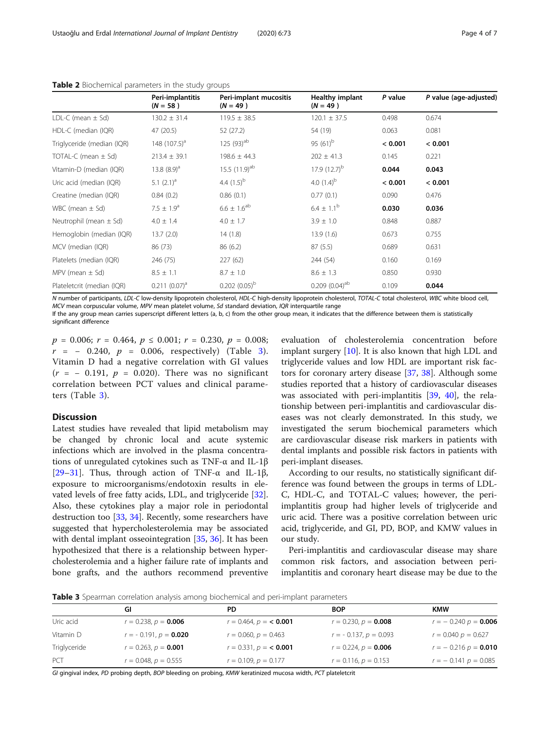**Table 2** Biochemical parameters in the study groups

| | Peri-implantitis ($N = 58$) | Peri-implant mucositis ($N = 49$) | Healthy implant ($N = 49$) | *P* value | *P* value (age-adjusted) |
|---|---|---|---|---|---|
| LDL-C (mean ± Sd) | 130.2 ± 31.4 | 119.5 ± 38.5 | 120.1 ± 37.5 | 0.498 | 0.674 |
| HDL-C (median (IQR) | 47 (20.5) | 52 (27.2) | 54 (19) | 0.063 | 0.081 |
| Triglyceride (median (IQR) | 148 (107.5)[a] | 125 (93)[ab] | 95 (61)[b] | **< 0.001** | **< 0.001** |
| TOTAL-C (mean ± Sd) | 213.4 ± 39.1 | 198.6 ± 44.3 | 202 ± 41.3 | 0.145 | 0.221 |
| Vitamin-D (median (IQR) | 13.8 (8.9)[a] | 15.5 (11.9)[ab] | 17.9 (12.7)[b] | **0.044** | **0.043** |
| Uric acid (median (IQR) | 5.1 (2.1)[a] | 4.4 (1.5)[b] | 4.0 (1.4)[b] | **< 0.001** | **< 0.001** |
| Creatine (median (IQR) | 0.84 (0.2) | 0.86 (0.1) | 0.77 (0.1) | 0.090 | 0.476 |
| WBC (mean ± Sd) | 7.5 ± 1.9[a] | 6.6 ± 1.6[ab] | 6.4 ± 1.1[b] | **0.030** | **0.036** |
| Neutrophil (mean ± Sd) | 4.0 ± 1.4 | 4.0 ± 1.7 | 3.9 ± 1.0 | 0.848 | 0.887 |
| Hemoglobin (median (IQR) | 13.7 (2.0) | 14 (1.8) | 13.9 (1.6) | 0.673 | 0.755 |
| MCV (median (IQR) | 86 (73) | 86 (6.2) | 87 (5.5) | 0.689 | 0.631 |
| Platelets (median (IQR) | 246 (75) | 227 (62) | 244 (54) | 0.160 | 0.169 |
| MPV (mean ± Sd) | 8.5 ± 1.1 | 8.7 ± 1.0 | 8.6 ± 1.3 | 0.850 | 0.930 |
| Plateletcrit (median (IQR) | 0.211 (0.07)[a] | 0.202 (0.05)[b] | 0.209 (0.04)[ab] | 0.109 | **0.044** |

*N* number of participants, *LDL-C* low-density lipoprotein cholesterol, *HDL-C* high-density lipoprotein cholesterol, *TOTAL-C* total cholesterol, *WBC* white blood cell, *MCV* mean corpuscular volume, *MPV* mean platelet volume, *Sd* standard deviation, *IQR* interquartile range
If the any group mean carries superscript different letters (a, b, c) from the other group mean, it indicates that the difference between them is statistically significant difference

$p = 0.006$; $r = 0.464$, $p \leq 0.001$; $r = 0.230$, $p = 0.008$; $r = -0.240$, $p = 0.006$, respectively) (Table 3). Vitamin D had a negative correlation with GI values ($r = -0.191$, $p = 0.020$). There was no significant correlation between PCT values and clinical parameters (Table 3).

## Discussion

Latest studies have revealed that lipid metabolism may be changed by chronic local and acute systemic infections which are involved in the plasma concentrations of unregulated cytokines such as TNF-α and IL-1β [29–31]. Thus, through action of TNF-α and IL-1β, exposure to microorganisms/endotoxin results in elevated levels of free fatty acids, LDL, and triglyceride [32]. Also, these cytokines play a major role in periodontal destruction too [33, 34]. Recently, some researchers have suggested that hypercholesterolemia may be associated with dental implant osseointegration [35, 36]. It has been hypothesized that there is a relationship between hypercholesterolemia and a higher failure rate of implants and bone grafts, and the authors recommend preventive evaluation of cholesterolemia concentration before implant surgery [10]. It is also known that high LDL and triglyceride values and low HDL are important risk factors for coronary artery disease [37, 38]. Although some studies reported that a history of cardiovascular diseases was associated with peri-implantitis [39, 40], the relationship between peri-implantitis and cardiovascular diseases was not clearly demonstrated. In this study, we investigated the serum biochemical parameters which are cardiovascular disease risk markers in patients with dental implants and possible risk factors in patients with peri-implant diseases.

According to our results, no statistically significant difference was found between the groups in terms of LDL-C, HDL-C, and TOTAL-C values; however, the peri-implantitis group had higher levels of triglyceride and uric acid. There was a positive correlation between uric acid, triglyceride, and GI, PD, BOP, and KMW values in our study.

Peri-implantitis and cardiovascular disease may share common risk factors, and association between peri-implantitis and coronary heart disease may be due to the

**Table 3** Spearman correlation analysis among biochemical and peri-implant parameters

| | GI | PD | BOP | KMW |
|---|---|---|---|---|
| Uric acid | $r = 0.238$, $p =$ **0.006** | $r = 0.464$, $p =$ **< 0.001** | $r = 0.230$, $p =$ **0.008** | $r = -0.240$ $p =$ **0.006** |
| Vitamin D | $r = -0.191$, $p =$ **0.020** | $r = 0.060$, $p = 0.463$ | $r = -0.137$, $p = 0.093$ | $r = 0.040$ $p = 0.627$ |
| Triglyceride | $r = 0.263$, $p =$ **0.001** | $r = 0.331$, $p =$ **< 0.001** | $r = 0.224$, $p =$ **0.006** | $r = -0.216$ $p =$ **0.010** |
| PCT | $r = 0.048$, $p = 0.555$ | $r = 0.109$, $p = 0.177$ | $r = 0.116$, $p = 0.153$ | $r = -0.141$ $p = 0.085$ |

*GI* gingival index, *PD* probing depth, *BOP* bleeding on probing, *KMW* keratinized mucosa width, *PCT* plateletcrit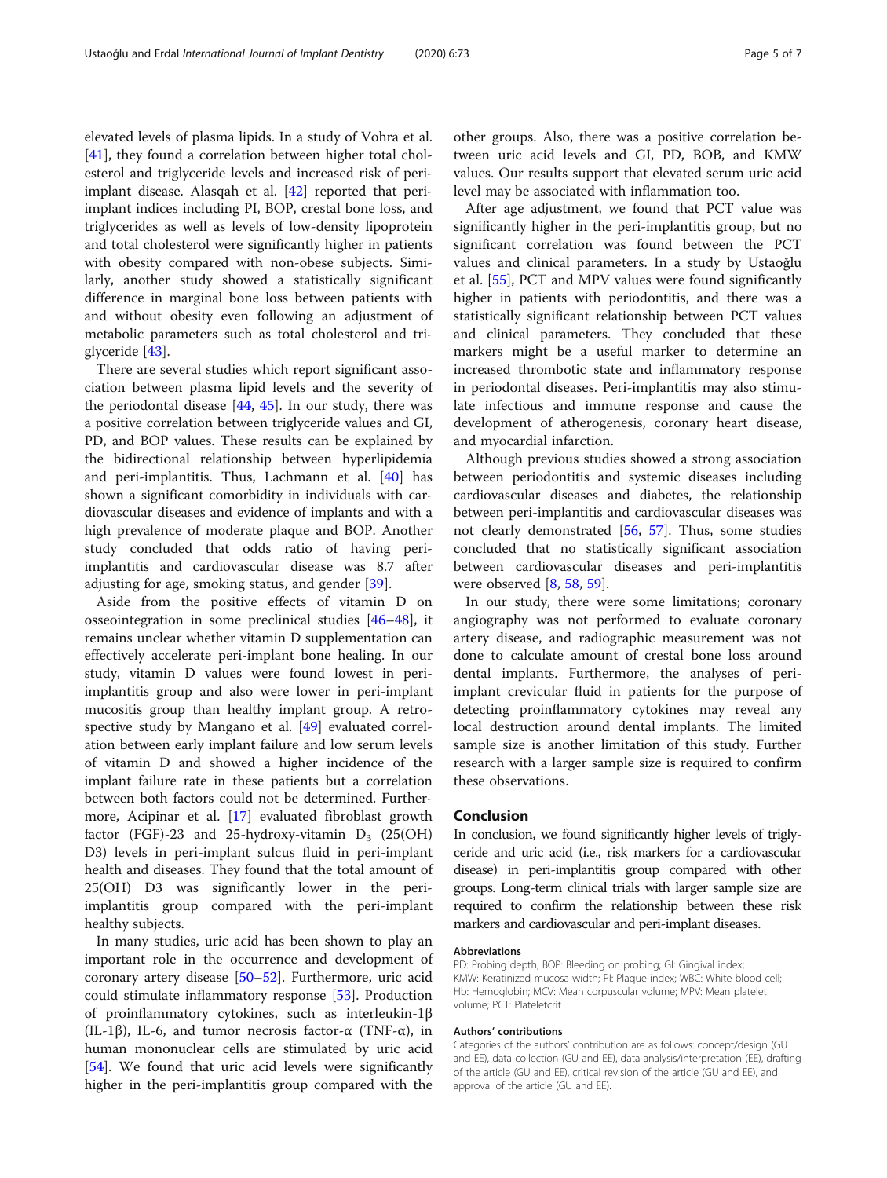elevated levels of plasma lipids. In a study of Vohra et al. [41], they found a correlation between higher total cholesterol and triglyceride levels and increased risk of peri-implant disease. Alasqah et al. [42] reported that peri-implant indices including PI, BOP, crestal bone loss, and triglycerides as well as levels of low-density lipoprotein and total cholesterol were significantly higher in patients with obesity compared with non-obese subjects. Similarly, another study showed a statistically significant difference in marginal bone loss between patients with and without obesity even following an adjustment of metabolic parameters such as total cholesterol and triglyceride [43].

There are several studies which report significant association between plasma lipid levels and the severity of the periodontal disease [44, 45]. In our study, there was a positive correlation between triglyceride values and GI, PD, and BOP values. These results can be explained by the bidirectional relationship between hyperlipidemia and peri-implantitis. Thus, Lachmann et al. [40] has shown a significant comorbidity in individuals with cardiovascular diseases and evidence of implants and with a high prevalence of moderate plaque and BOP. Another study concluded that odds ratio of having peri-implantitis and cardiovascular disease was 8.7 after adjusting for age, smoking status, and gender [39].

Aside from the positive effects of vitamin D on osseointegration in some preclinical studies [46–48], it remains unclear whether vitamin D supplementation can effectively accelerate peri-implant bone healing. In our study, vitamin D values were found lowest in peri-implantitis group and also were lower in peri-implant mucositis group than healthy implant group. A retrospective study by Mangano et al. [49] evaluated correlation between early implant failure and low serum levels of vitamin D and showed a higher incidence of the implant failure rate in these patients but a correlation between both factors could not be determined. Furthermore, Acipinar et al. [17] evaluated fibroblast growth factor (FGF)-23 and 25-hydroxy-vitamin $D_3$ (25(OH) D3) levels in peri-implant sulcus fluid in peri-implant health and diseases. They found that the total amount of 25(OH) D3 was significantly lower in the peri-implantitis group compared with the peri-implant healthy subjects.

In many studies, uric acid has been shown to play an important role in the occurrence and development of coronary artery disease [50–52]. Furthermore, uric acid could stimulate inflammatory response [53]. Production of proinflammatory cytokines, such as interleukin-1β (IL-1β), IL-6, and tumor necrosis factor-α (TNF-α), in human mononuclear cells are stimulated by uric acid [54]. We found that uric acid levels were significantly higher in the peri-implantitis group compared with the other groups. Also, there was a positive correlation between uric acid levels and GI, PD, BOB, and KMW values. Our results support that elevated serum uric acid level may be associated with inflammation too.

After age adjustment, we found that PCT value was significantly higher in the peri-implantitis group, but no significant correlation was found between the PCT values and clinical parameters. In a study by Ustaoğlu et al. [55], PCT and MPV values were found significantly higher in patients with periodontitis, and there was a statistically significant relationship between PCT values and clinical parameters. They concluded that these markers might be a useful marker to determine an increased thrombotic state and inflammatory response in periodontal diseases. Peri-implantitis may also stimulate infectious and immune response and cause the development of atherogenesis, coronary heart disease, and myocardial infarction.

Although previous studies showed a strong association between periodontitis and systemic diseases including cardiovascular diseases and diabetes, the relationship between peri-implantitis and cardiovascular diseases was not clearly demonstrated [56, 57]. Thus, some studies concluded that no statistically significant association between cardiovascular diseases and peri-implantitis were observed [8, 58, 59].

In our study, there were some limitations; coronary angiography was not performed to evaluate coronary artery disease, and radiographic measurement was not done to calculate amount of crestal bone loss around dental implants. Furthermore, the analyses of peri-implant crevicular fluid in patients for the purpose of detecting proinflammatory cytokines may reveal any local destruction around dental implants. The limited sample size is another limitation of this study. Further research with a larger sample size is required to confirm these observations.

## Conclusion

In conclusion, we found significantly higher levels of triglyceride and uric acid (i.e., risk markers for a cardiovascular disease) in peri-implantitis group compared with other groups. Long-term clinical trials with larger sample size are required to confirm the relationship between these risk markers and cardiovascular and peri-implant diseases.

### Abbreviations

PD: Probing depth; BOP: Bleeding on probing; GI: Gingival index; KMW: Keratinized mucosa width; PI: Plaque index; WBC: White blood cell; Hb: Hemoglobin; MCV: Mean corpuscular volume; MPV: Mean platelet volume; PCT: Plateletcrit

### Authors' contributions

Categories of the authors' contribution are as follows: concept/design (GU and EE), data collection (GU and EE), data analysis/interpretation (EE), drafting of the article (GU and EE), critical revision of the article (GU and EE), and approval of the article (GU and EE).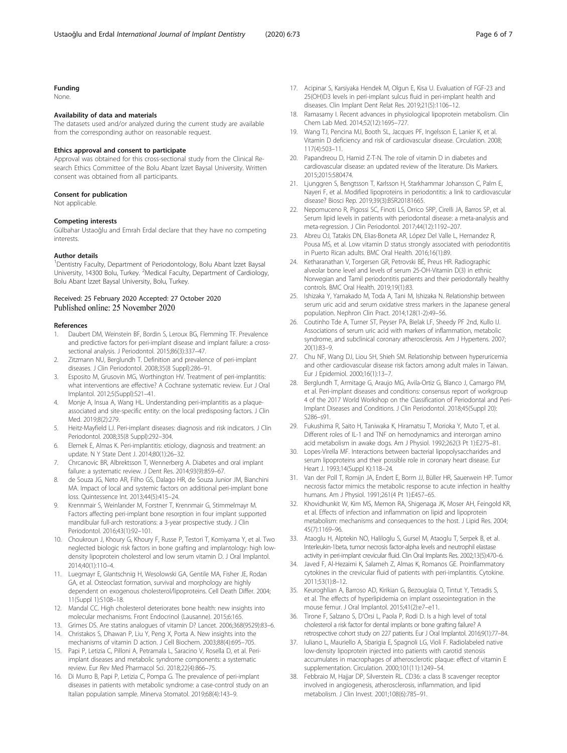#### Funding

None.

#### Availability of data and materials

The datasets used and/or analyzed during the current study are available from the corresponding author on reasonable request.

#### Ethics approval and consent to participate

Approval was obtained for this cross-sectional study from the Clinical Research Ethics Committee of the Bolu Abant İzzet Baysal University. Written consent was obtained from all participants.

#### Consent for publication

Not applicable.

#### Competing interests

Gülbahar Ustaoğlu and Emrah Erdal declare that they have no competing interests.

#### Author details

[1]Dentistry Faculty, Department of Periodontology, Bolu Abant İzzet Baysal University, 14300 Bolu, Turkey. [2]Medical Faculty, Department of Cardiology, Bolu Abant İzzet Baysal University, Bolu, Turkey.

Received: 25 February 2020 Accepted: 27 October 2020
Published online: 25 November 2020

#### References

1. Daubert DM, Weinstein BF, Bordin S, Leroux BG, Flemming TF. Prevalence and predictive factors for peri-implant disease and implant failure: a cross-sectional analysis. J Periodontol. 2015;86(3):337–47.
2. Zitzmann NU, Berglundh T. Definition and prevalence of peri-implant diseases. J Clin Periodontol. 2008;35(8 Suppl):286–91.
3. Esposito M, Grusovin MG, Worthington HV. Treatment of peri-implantitis: what interventions are effective? A Cochrane systematic review. Eur J Oral Implantol. 2012;5(Suppl):S21–41.
4. Monje A, Insua A, Wang HL. Understanding peri-implantitis as a plaque-associated and site-specific entity: on the local predisposing factors. J Clin Med. 2019;8(2):279.
5. Heitz-Mayfield LJ. Peri-implant diseases: diagnosis and risk indicators. J Clin Periodontol. 2008;35(8 Suppl):292–304.
6. Elemek E, Almas K. Peri-implantitis: etiology, diagnosis and treatment: an update. N Y State Dent J. 2014;80(1):26–32.
7. Chrcanovic BR, Albrektsson T, Wennerberg A. Diabetes and oral implant failure: a systematic review. J Dent Res. 2014;93(9):859–67.
8. de Souza JG, Neto AR, Filho GS, Dalago HR, de Souza Junior JM, Bianchini MA. Impact of local and systemic factors on additional peri-implant bone loss. Quintessence Int. 2013;44(5):415–24.
9. Krennmair S, Weinlander M, Forstner T, Krennmair G, Stimmelmayr M. Factors affecting peri-implant bone resorption in four implant supported mandibular full-arch restorations: a 3-year prospective study. J Clin Periodontol. 2016;43(1):92–101.
10. Choukroun J, Khoury G, Khoury F, Russe P, Testori T, Komiyama Y, et al. Two neglected biologic risk factors in bone grafting and implantology: high low-density lipoprotein cholesterol and low serum vitamin D. J Oral Implantol. 2014;40(1):110–4.
11. Luegmayr E, Glantschnig H, Wesolowski GA, Gentile MA, Fisher JE, Rodan GA, et al. Osteoclast formation, survival and morphology are highly dependent on exogenous cholesterol/lipoproteins. Cell Death Differ. 2004; 11(Suppl 1):S108–18.
12. Mandal CC. High cholesterol deteriorates bone health: new insights into molecular mechanisms. Front Endocrinol (Lausanne). 2015;6:165.
13. Grimes DS. Are statins analogues of vitamin D? Lancet. 2006;368(9529):83–6.
14. Christakos S, Dhawan P, Liu Y, Peng X, Porta A. New insights into the mechanisms of vitamin D action. J Cell Biochem. 2003;88(4):695–705.
15. Papi P, Letizia C, Pilloni A, Petramala L, Saracino V, Rosella D, et al. Peri-implant diseases and metabolic syndrome components: a systematic review. Eur Rev Med Pharmacol Sci. 2018;22(4):866–75.
16. Di Murro B, Papi P, Letizia C, Pompa G. The prevalence of peri-implant diseases in patients with metabolic syndrome: a case-control study on an Italian population sample. Minerva Stomatol. 2019;68(4):143–9.
17. Acipinar S, Karsiyaka Hendek M, Olgun E, Kisa U. Evaluation of FGF-23 and 25(OH)D3 levels in peri-implant sulcus fluid in peri-implant health and diseases. Clin Implant Dent Relat Res. 2019;21(5):1106–12.
18. Ramasamy I. Recent advances in physiological lipoprotein metabolism. Clin Chem Lab Med. 2014;52(12):1695–727.
19. Wang TJ, Pencina MJ, Booth SL, Jacques PF, Ingelsson E, Lanier K, et al. Vitamin D deficiency and risk of cardiovascular disease. Circulation. 2008; 117(4):503–11.
20. Papandreou D, Hamid Z-T-N. The role of vitamin D in diabetes and cardiovascular disease: an updated review of the literature. Dis Markers. 2015;2015:580474.
21. Ljunggren S, Bengtsson T, Karlsson H, Starkhammar Johansson C, Palm E, Nayeri F, et al. Modified lipoproteins in periodontitis: a link to cardiovascular disease? Biosci Rep. 2019;39(3):BSR20181665.
22. Nepomuceno R, Pigossi SC, Finoti LS, Orrico SRP, Cirelli JA, Barros SP, et al. Serum lipid levels in patients with periodontal disease: a meta-analysis and meta-regression. J Clin Periodontol. 2017;44(12):1192–207.
23. Abreu OJ, Tatakis DN, Elias-Boneta AR, López Del Valle L, Hernandez R, Pousa MS, et al. Low vitamin D status strongly associated with periodontitis in Puerto Rican adults. BMC Oral Health. 2016;16(1):89.
24. Ketharanathan V, Torgersen GR, Petrovski BÉ, Preus HR. Radiographic alveolar bone level and levels of serum 25-OH-Vitamin D(3) in ethnic Norwegian and Tamil periodontitis patients and their periodontally healthy controls. BMC Oral Health. 2019;19(1):83.
25. Ishizaka Y, Yamakado M, Toda A, Tani M, Ishizaka N. Relationship between serum uric acid and serum oxidative stress markers in the Japanese general population. Nephron Clin Pract. 2014;128(1-2):49–56.
26. Coutinho Tde A, Turner ST, Peyser PA, Bielak LF, Sheedy PF 2nd, Kullo IJ. Associations of serum uric acid with markers of inflammation, metabolic syndrome, and subclinical coronary atherosclerosis. Am J Hypertens. 2007; 20(1):83–9.
27. Chu NF, Wang DJ, Liou SH, Shieh SM. Relationship between hyperuricemia and other cardiovascular disease risk factors among adult males in Taiwan. Eur J Epidemiol. 2000;16(1):13–7.
28. Berglundh T, Armitage G, Araujo MG, Avila-Ortiz G, Blanco J, Camargo PM, et al. Peri-implant diseases and conditions: consensus report of workgroup 4 of the 2017 World Workshop on the Classification of Periodontal and Peri-Implant Diseases and Conditions. J Clin Periodontol. 2018;45(Suppl 20): S286–s91.
29. Fukushima R, Saito H, Taniwaka K, Hiramatsu T, Morioka Y, Muto T, et al. Different roles of IL-1 and TNF on hemodynamics and interorgan amino acid metabolism in awake dogs. Am J Physiol. 1992;262(3 Pt 1):E275–81.
30. Lopes-Virella MF. Interactions between bacterial lipopolysaccharides and serum lipoproteins and their possible role in coronary heart disease. Eur Heart J. 1993;14(Suppl K):118–24.
31. Van der Poll T, Romijn JA, Endert E, Borm JJ, Büller HR, Sauerwein HP. Tumor necrosis factor mimics the metabolic response to acute infection in healthy humans. Am J Physiol. 1991;261(4 Pt 1):E457–65.
32. Khovidhunkit W, Kim MS, Memon RA, Shigenaga JK, Moser AH, Feingold KR, et al. Effects of infection and inflammation on lipid and lipoprotein metabolism: mechanisms and consequences to the host. J Lipid Res. 2004; 45(7):1169–96.
33. Ataoglu H, Alptekin NO, Haliloglu S, Gursel M, Ataoglu T, Serpek B, et al. Interleukin-1beta, tumor necrosis factor-alpha levels and neutrophil elastase activity in peri-implant crevicular fluid. Clin Oral Implants Res. 2002;13(5):470–6.
34. Javed F, Al-Hezaimi K, Salameh Z, Almas K, Romanos GE. Proinflammatory cytokines in the crevicular fluid of patients with peri-implantitis. Cytokine. 2011;53(1):8–12.
35. Keuroghlian A, Barroso AD, Kirikian G, Bezouglaia O, Tintut Y, Tetradis S, et al. The effects of hyperlipidemia on implant osseointegration in the mouse femur. J Oral Implantol. 2015;41(2):e7–e11.
36. Tirone F, Salzano S, D'Orsi L, Paola P, Rodi D. Is a high level of total cholesterol a risk factor for dental implants or bone grafting failure? A retrospective cohort study on 227 patients. Eur J Oral Implantol. 2016;9(1):77–84.
37. Iuliano L, Mauriello A, Sbarigia E, Spagnoli LG, Violi F. Radiolabeled native low-density lipoprotein injected into patients with carotid stenosis accumulates in macrophages of atherosclerotic plaque: effect of vitamin E supplementation. Circulation. 2000;101(11):1249–54.
38. Febbraio M, Hajjar DP, Silverstein RL. CD36: a class B scavenger receptor involved in angiogenesis, atherosclerosis, inflammation, and lipid metabolism. J Clin Invest. 2001;108(6):785–91.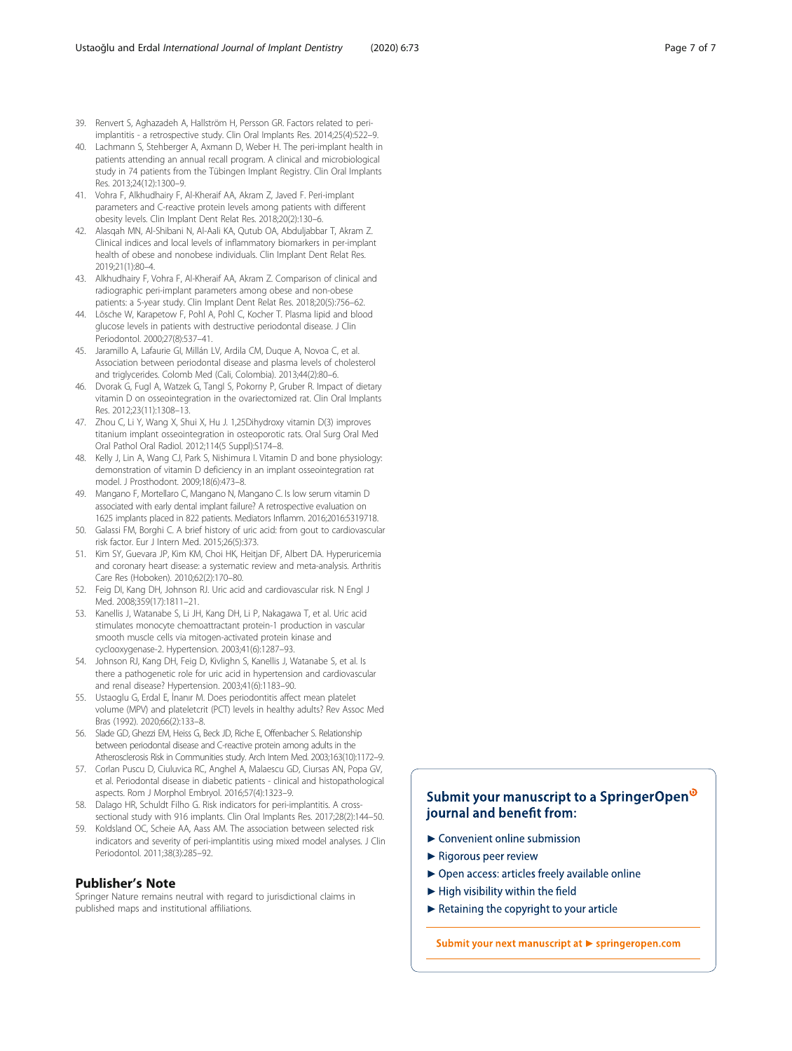39. Renvert S, Aghazadeh A, Hallström H, Persson GR. Factors related to peri-implantitis - a retrospective study. Clin Oral Implants Res. 2014;25(4):522–9.
40. Lachmann S, Stehberger A, Axmann D, Weber H. The peri-implant health in patients attending an annual recall program. A clinical and microbiological study in 74 patients from the Tübingen Implant Registry. Clin Oral Implants Res. 2013;24(12):1300–9.
41. Vohra F, Alkhudhairy F, Al-Kheraif AA, Akram Z, Javed F. Peri-implant parameters and C-reactive protein levels among patients with different obesity levels. Clin Implant Dent Relat Res. 2018;20(2):130–6.
42. Alasqah MN, Al-Shibani N, Al-Aali KA, Qutub OA, Abduljabbar T, Akram Z. Clinical indices and local levels of inflammatory biomarkers in per-implant health of obese and nonobese individuals. Clin Implant Dent Relat Res. 2019;21(1):80–4.
43. Alkhudhairy F, Vohra F, Al-Kheraif AA, Akram Z. Comparison of clinical and radiographic peri-implant parameters among obese and non-obese patients: a 5-year study. Clin Implant Dent Relat Res. 2018;20(5):756–62.
44. Lösche W, Karapetow F, Pohl A, Pohl C, Kocher T. Plasma lipid and blood glucose levels in patients with destructive periodontal disease. J Clin Periodontol. 2000;27(8):537–41.
45. Jaramillo A, Lafaurie GI, Millán LV, Ardila CM, Duque A, Novoa C, et al. Association between periodontal disease and plasma levels of cholesterol and triglycerides. Colomb Med (Cali, Colombia). 2013;44(2):80–6.
46. Dvorak G, Fugl A, Watzek G, Tangl S, Pokorny P, Gruber R. Impact of dietary vitamin D on osseointegration in the ovariectomized rat. Clin Oral Implants Res. 2012;23(11):1308–13.
47. Zhou C, Li Y, Wang X, Shui X, Hu J. 1,25Dihydroxy vitamin D(3) improves titanium implant osseointegration in osteoporotic rats. Oral Surg Oral Med Oral Pathol Oral Radiol. 2012;114(5 Suppl):S174–8.
48. Kelly J, Lin A, Wang CJ, Park S, Nishimura I. Vitamin D and bone physiology: demonstration of vitamin D deficiency in an implant osseointegration rat model. J Prosthodont. 2009;18(6):473–8.
49. Mangano F, Mortellaro C, Mangano N, Mangano C. Is low serum vitamin D associated with early dental implant failure? A retrospective evaluation on 1625 implants placed in 822 patients. Mediators Inflamm. 2016;2016:5319718.
50. Galassi FM, Borghi C. A brief history of uric acid: from gout to cardiovascular risk factor. Eur J Intern Med. 2015;26(5):373.
51. Kim SY, Guevara JP, Kim KM, Choi HK, Heitjan DF, Albert DA. Hyperuricemia and coronary heart disease: a systematic review and meta-analysis. Arthritis Care Res (Hoboken). 2010;62(2):170–80.
52. Feig DI, Kang DH, Johnson RJ. Uric acid and cardiovascular risk. N Engl J Med. 2008;359(17):1811–21.
53. Kanellis J, Watanabe S, Li JH, Kang DH, Li P, Nakagawa T, et al. Uric acid stimulates monocyte chemoattractant protein-1 production in vascular smooth muscle cells via mitogen-activated protein kinase and cyclooxygenase-2. Hypertension. 2003;41(6):1287–93.
54. Johnson RJ, Kang DH, Feig D, Kivlighn S, Kanellis J, Watanabe S, et al. Is there a pathogenetic role for uric acid in hypertension and cardiovascular and renal disease? Hypertension. 2003;41(6):1183–90.
55. Ustaoglu G, Erdal E, İnanır M. Does periodontitis affect mean platelet volume (MPV) and plateletcrit (PCT) levels in healthy adults? Rev Assoc Med Bras (1992). 2020;66(2):133–8.
56. Slade GD, Ghezzi EM, Heiss G, Beck JD, Riche E, Offenbacher S. Relationship between periodontal disease and C-reactive protein among adults in the Atherosclerosis Risk in Communities study. Arch Intern Med. 2003;163(10):1172–9.
57. Corlan Puscu D, Ciuluvica RC, Anghel A, Malaescu GD, Ciursas AN, Popa GV, et al. Periodontal disease in diabetic patients - clinical and histopathological aspects. Rom J Morphol Embryol. 2016;57(4):1323–9.
58. Dalago HR, Schuldt Filho G. Risk indicators for peri-implantitis. A cross-sectional study with 916 implants. Clin Oral Implants Res. 2017;28(2):144–50.
59. Koldsland OC, Scheie AA, Aass AM. The association between selected risk indicators and severity of peri-implantitis using mixed model analyses. J Clin Periodontol. 2011;38(3):285–92.

## Publisher's Note

Springer Nature remains neutral with regard to jurisdictional claims in published maps and institutional affiliations.

**Submit your manuscript to a SpringerOpen journal and benefit from:**

- ► Convenient online submission
- ► Rigorous peer review
- ► Open access: articles freely available online
- ► High visibility within the field
- ► Retaining the copyright to your article

**Submit your next manuscript at ► springeropen.com**